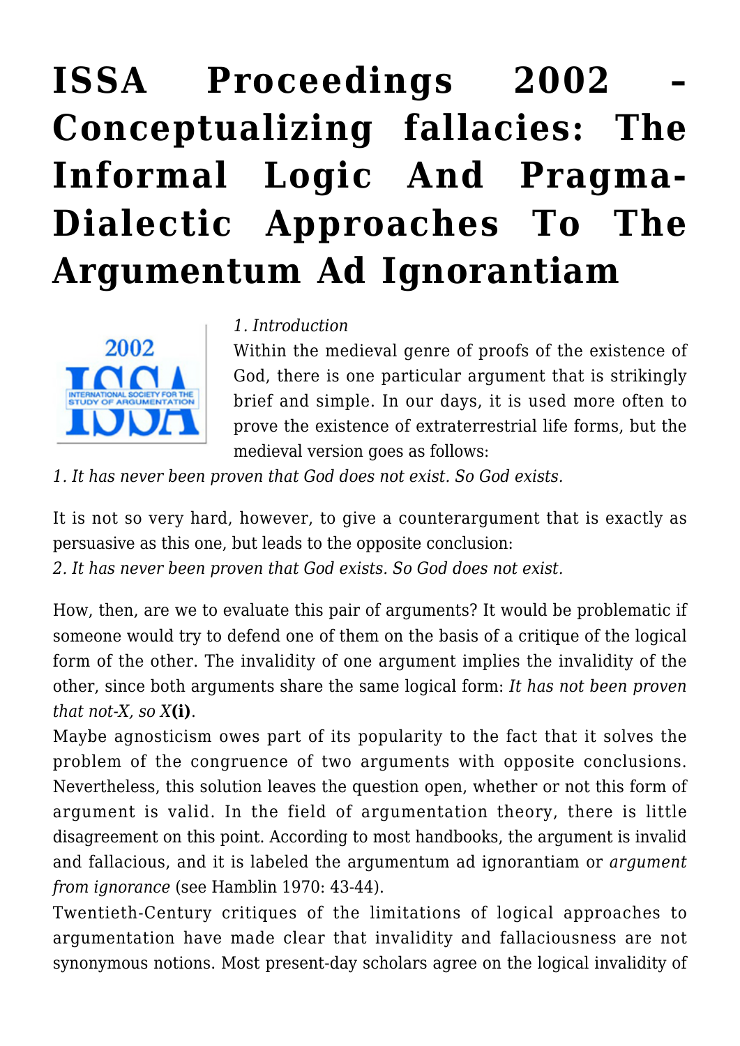# ISSA Proceedings 2002 – Conceptualizing fallacies: The Informal Logic And Pragma-Dialectic Approaches To The Argumentum Ad Ignorantiam

*1. Introduction*

Within the medieval genre of proofs of the existence of God, there is one particular argument that is strikingly brief and simple. In our days, it is used more often to prove the existence of extraterrestrial life forms, but the medieval version goes as follows:

*1. It has never been proven that God does not exist. So God exists.*

It is not so very hard, however, to give a counterargument that is exactly as persuasive as this one, but leads to the opposite conclusion:

*2. It has never been proven that God exists. So God does not exist.*

How, then, are we to evaluate this pair of arguments? It would be problematic if someone would try to defend one of them on the basis of a critique of the logical form of the other. The invalidity of one argument implies the invalidity of the other, since both arguments share the same logical form: *It has not been proven that not-X, so X***(i)**.

Maybe agnosticism owes part of its popularity to the fact that it solves the problem of the congruence of two arguments with opposite conclusions. Nevertheless, this solution leaves the question open, whether or not this form of argument is valid. In the field of argumentation theory, there is little disagreement on this point. According to most handbooks, the argument is invalid and fallacious, and it is labeled the argumentum ad ignorantiam or *argument from ignorance* (see Hamblin 1970: 43-44).

Twentieth-Century critiques of the limitations of logical approaches to argumentation have made clear that invalidity and fallaciousness are not synonymous notions. Most present-day scholars agree on the logical invalidity of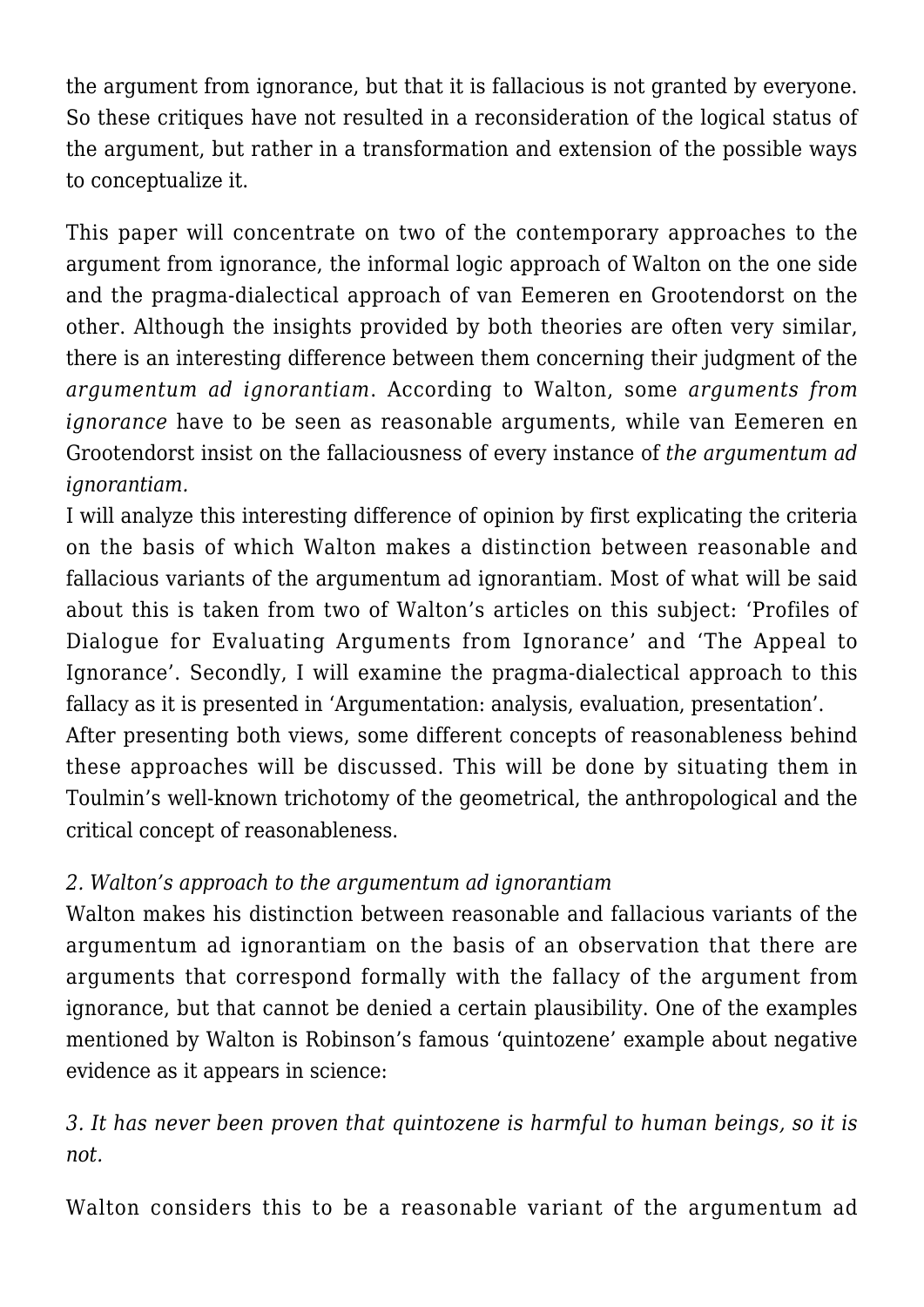the argument from ignorance, but that it is fallacious is not granted by everyone. So these critiques have not resulted in a reconsideration of the logical status of the argument, but rather in a transformation and extension of the possible ways to conceptualize it.

This paper will concentrate on two of the contemporary approaches to the argument from ignorance, the informal logic approach of Walton on the one side and the pragma-dialectical approach of van Eemeren en Grootendorst on the other. Although the insights provided by both theories are often very similar, there is an interesting difference between them concerning their judgment of the *argumentum ad ignorantiam*. According to Walton, some *arguments from ignorance* have to be seen as reasonable arguments, while van Eemeren en Grootendorst insist on the fallaciousness of every instance of *the argumentum ad ignorantiam.*

I will analyze this interesting difference of opinion by first explicating the criteria on the basis of which Walton makes a distinction between reasonable and fallacious variants of the argumentum ad ignorantiam. Most of what will be said about this is taken from two of Walton's articles on this subject: 'Profiles of Dialogue for Evaluating Arguments from Ignorance' and 'The Appeal to Ignorance'. Secondly, I will examine the pragma-dialectical approach to this fallacy as it is presented in 'Argumentation: analysis, evaluation, presentation'.

After presenting both views, some different concepts of reasonableness behind these approaches will be discussed. This will be done by situating them in Toulmin's well-known trichotomy of the geometrical, the anthropological and the critical concept of reasonableness.

*2. Walton's approach to the argumentum ad ignorantiam*

Walton makes his distinction between reasonable and fallacious variants of the argumentum ad ignorantiam on the basis of an observation that there are arguments that correspond formally with the fallacy of the argument from ignorance, but that cannot be denied a certain plausibility. One of the examples mentioned by Walton is Robinson's famous 'quintozene' example about negative evidence as it appears in science:

*3. It has never been proven that quintozene is harmful to human beings, so it is not.*

Walton considers this to be a reasonable variant of the argumentum ad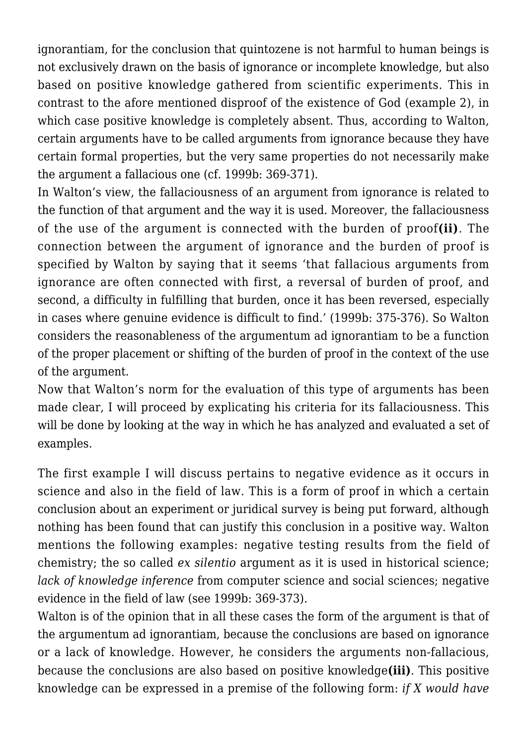ignorantiam, for the conclusion that quintozene is not harmful to human beings is not exclusively drawn on the basis of ignorance or incomplete knowledge, but also based on positive knowledge gathered from scientific experiments. This in contrast to the afore mentioned disproof of the existence of God (example 2), in which case positive knowledge is completely absent. Thus, according to Walton, certain arguments have to be called arguments from ignorance because they have certain formal properties, but the very same properties do not necessarily make the argument a fallacious one (cf. 1999b: 369-371).

In Walton's view, the fallaciousness of an argument from ignorance is related to the function of that argument and the way it is used. Moreover, the fallaciousness of the use of the argument is connected with the burden of proof**(ii)**. The connection between the argument of ignorance and the burden of proof is specified by Walton by saying that it seems 'that fallacious arguments from ignorance are often connected with first, a reversal of burden of proof, and second, a difficulty in fulfilling that burden, once it has been reversed, especially in cases where genuine evidence is difficult to find.' (1999b: 375-376). So Walton considers the reasonableness of the argumentum ad ignorantiam to be a function of the proper placement or shifting of the burden of proof in the context of the use of the argument.

Now that Walton's norm for the evaluation of this type of arguments has been made clear, I will proceed by explicating his criteria for its fallaciousness. This will be done by looking at the way in which he has analyzed and evaluated a set of examples.

The first example I will discuss pertains to negative evidence as it occurs in science and also in the field of law. This is a form of proof in which a certain conclusion about an experiment or juridical survey is being put forward, although nothing has been found that can justify this conclusion in a positive way. Walton mentions the following examples: negative testing results from the field of chemistry; the so called *ex silentio* argument as it is used in historical science; *lack of knowledge inference* from computer science and social sciences; negative evidence in the field of law (see 1999b: 369-373).

Walton is of the opinion that in all these cases the form of the argument is that of the argumentum ad ignorantiam, because the conclusions are based on ignorance or a lack of knowledge. However, he considers the arguments non-fallacious, because the conclusions are also based on positive knowledge**(iii)**. This positive knowledge can be expressed in a premise of the following form: *if X would have*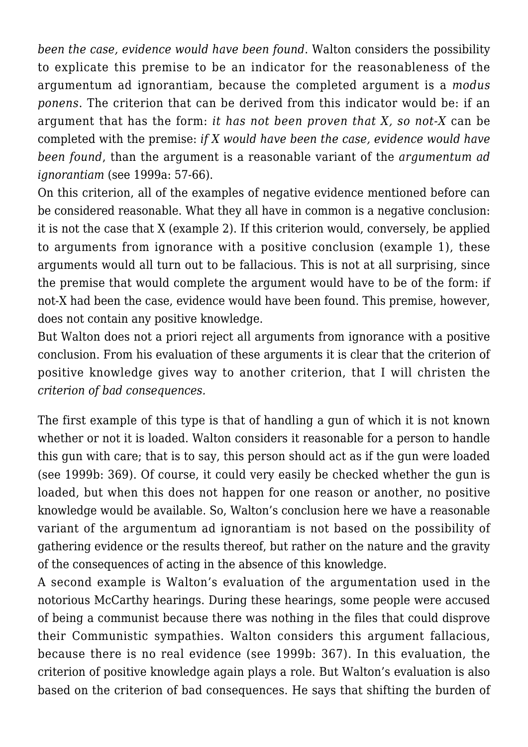*been the case, evidence would have been found*. Walton considers the possibility to explicate this premise to be an indicator for the reasonableness of the argumentum ad ignorantiam, because the completed argument is a *modus ponens*. The criterion that can be derived from this indicator would be: if an argument that has the form: *it has not been proven that X, so not-X* can be completed with the premise: *if X would have been the case, evidence would have been found*, than the argument is a reasonable variant of the *argumentum ad ignorantiam* (see 1999a: 57-66).

On this criterion, all of the examples of negative evidence mentioned before can be considered reasonable. What they all have in common is a negative conclusion: it is not the case that X (example 2). If this criterion would, conversely, be applied to arguments from ignorance with a positive conclusion (example 1), these arguments would all turn out to be fallacious. This is not at all surprising, since the premise that would complete the argument would have to be of the form: if not-X had been the case, evidence would have been found. This premise, however, does not contain any positive knowledge.

But Walton does not a priori reject all arguments from ignorance with a positive conclusion. From his evaluation of these arguments it is clear that the criterion of positive knowledge gives way to another criterion, that I will christen the *criterion of bad consequences.*

The first example of this type is that of handling a gun of which it is not known whether or not it is loaded. Walton considers it reasonable for a person to handle this gun with care; that is to say, this person should act as if the gun were loaded (see 1999b: 369). Of course, it could very easily be checked whether the gun is loaded, but when this does not happen for one reason or another, no positive knowledge would be available. So, Walton's conclusion here we have a reasonable variant of the argumentum ad ignorantiam is not based on the possibility of gathering evidence or the results thereof, but rather on the nature and the gravity of the consequences of acting in the absence of this knowledge.

A second example is Walton's evaluation of the argumentation used in the notorious McCarthy hearings. During these hearings, some people were accused of being a communist because there was nothing in the files that could disprove their Communistic sympathies. Walton considers this argument fallacious, because there is no real evidence (see 1999b: 367). In this evaluation, the criterion of positive knowledge again plays a role. But Walton's evaluation is also based on the criterion of bad consequences. He says that shifting the burden of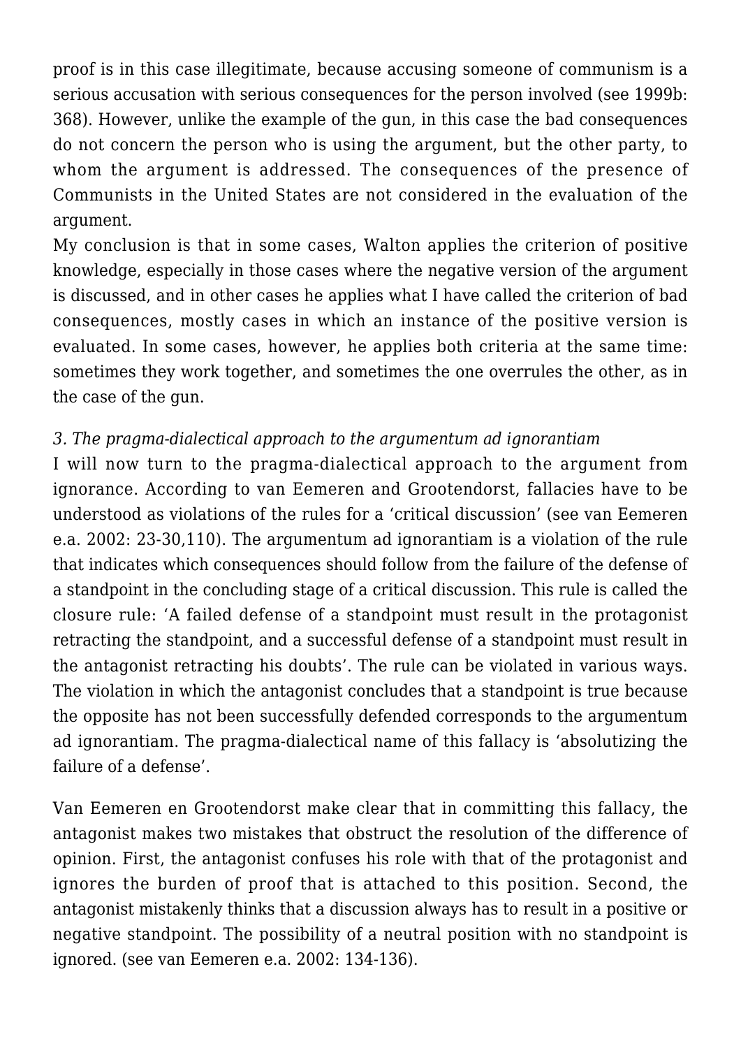proof is in this case illegitimate, because accusing someone of communism is a serious accusation with serious consequences for the person involved (see 1999b: 368). However, unlike the example of the gun, in this case the bad consequences do not concern the person who is using the argument, but the other party, to whom the argument is addressed. The consequences of the presence of Communists in the United States are not considered in the evaluation of the argument.

My conclusion is that in some cases, Walton applies the criterion of positive knowledge, especially in those cases where the negative version of the argument is discussed, and in other cases he applies what I have called the criterion of bad consequences, mostly cases in which an instance of the positive version is evaluated. In some cases, however, he applies both criteria at the same time: sometimes they work together, and sometimes the one overrules the other, as in the case of the gun.

*3. The pragma-dialectical approach to the argumentum ad ignorantiam*

I will now turn to the pragma-dialectical approach to the argument from ignorance. According to van Eemeren and Grootendorst, fallacies have to be understood as violations of the rules for a 'critical discussion' (see van Eemeren e.a. 2002: 23-30,110). The argumentum ad ignorantiam is a violation of the rule that indicates which consequences should follow from the failure of the defense of a standpoint in the concluding stage of a critical discussion. This rule is called the closure rule: 'A failed defense of a standpoint must result in the protagonist retracting the standpoint, and a successful defense of a standpoint must result in the antagonist retracting his doubts'. The rule can be violated in various ways. The violation in which the antagonist concludes that a standpoint is true because the opposite has not been successfully defended corresponds to the argumentum ad ignorantiam. The pragma-dialectical name of this fallacy is 'absolutizing the failure of a defense'.

Van Eemeren en Grootendorst make clear that in committing this fallacy, the antagonist makes two mistakes that obstruct the resolution of the difference of opinion. First, the antagonist confuses his role with that of the protagonist and ignores the burden of proof that is attached to this position. Second, the antagonist mistakenly thinks that a discussion always has to result in a positive or negative standpoint. The possibility of a neutral position with no standpoint is ignored. (see van Eemeren e.a. 2002: 134-136).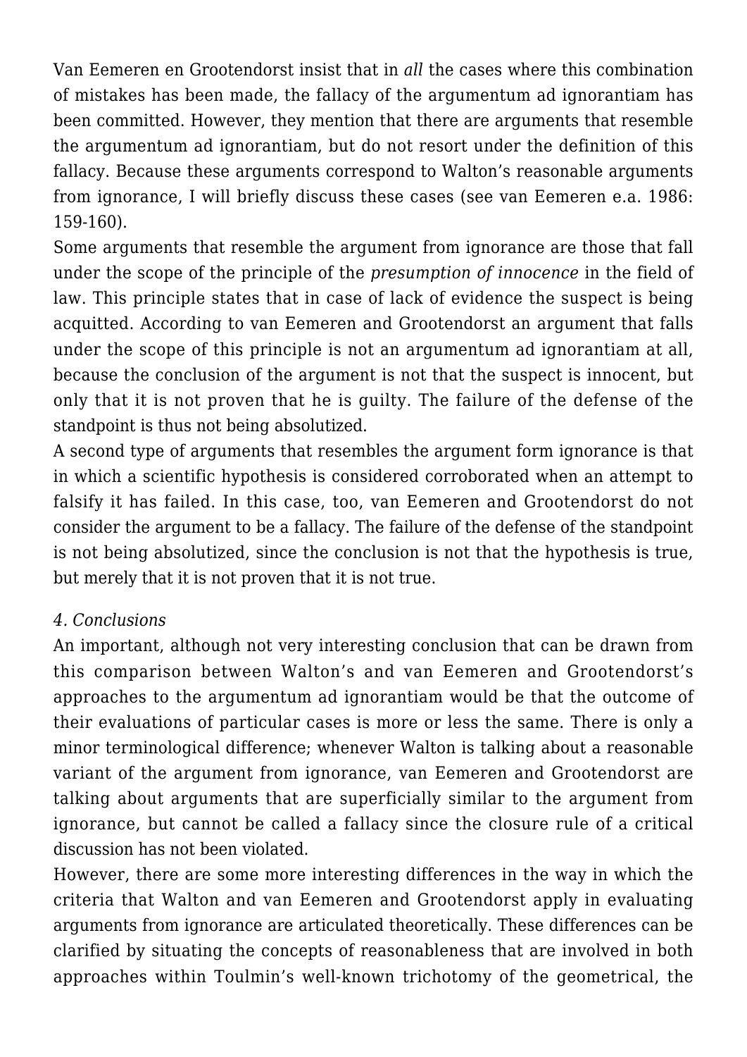Van Eemeren en Grootendorst insist that in *all* the cases where this combination of mistakes has been made, the fallacy of the argumentum ad ignorantiam has been committed. However, they mention that there are arguments that resemble the argumentum ad ignorantiam, but do not resort under the definition of this fallacy. Because these arguments correspond to Walton's reasonable arguments from ignorance, I will briefly discuss these cases (see van Eemeren e.a. 1986: 159-160).

Some arguments that resemble the argument from ignorance are those that fall under the scope of the principle of the *presumption of innocence* in the field of law. This principle states that in case of lack of evidence the suspect is being acquitted. According to van Eemeren and Grootendorst an argument that falls under the scope of this principle is not an argumentum ad ignorantiam at all, because the conclusion of the argument is not that the suspect is innocent, but only that it is not proven that he is guilty. The failure of the defense of the standpoint is thus not being absolutized.

A second type of arguments that resembles the argument form ignorance is that in which a scientific hypothesis is considered corroborated when an attempt to falsify it has failed. In this case, too, van Eemeren and Grootendorst do not consider the argument to be a fallacy. The failure of the defense of the standpoint is not being absolutized, since the conclusion is not that the hypothesis is true, but merely that it is not proven that it is not true.

### *4. Conclusions*

An important, although not very interesting conclusion that can be drawn from this comparison between Walton's and van Eemeren and Grootendorst's approaches to the argumentum ad ignorantiam would be that the outcome of their evaluations of particular cases is more or less the same. There is only a minor terminological difference; whenever Walton is talking about a reasonable variant of the argument from ignorance, van Eemeren and Grootendorst are talking about arguments that are superficially similar to the argument from ignorance, but cannot be called a fallacy since the closure rule of a critical discussion has not been violated.

However, there are some more interesting differences in the way in which the criteria that Walton and van Eemeren and Grootendorst apply in evaluating arguments from ignorance are articulated theoretically. These differences can be clarified by situating the concepts of reasonableness that are involved in both approaches within Toulmin's well-known trichotomy of the geometrical, the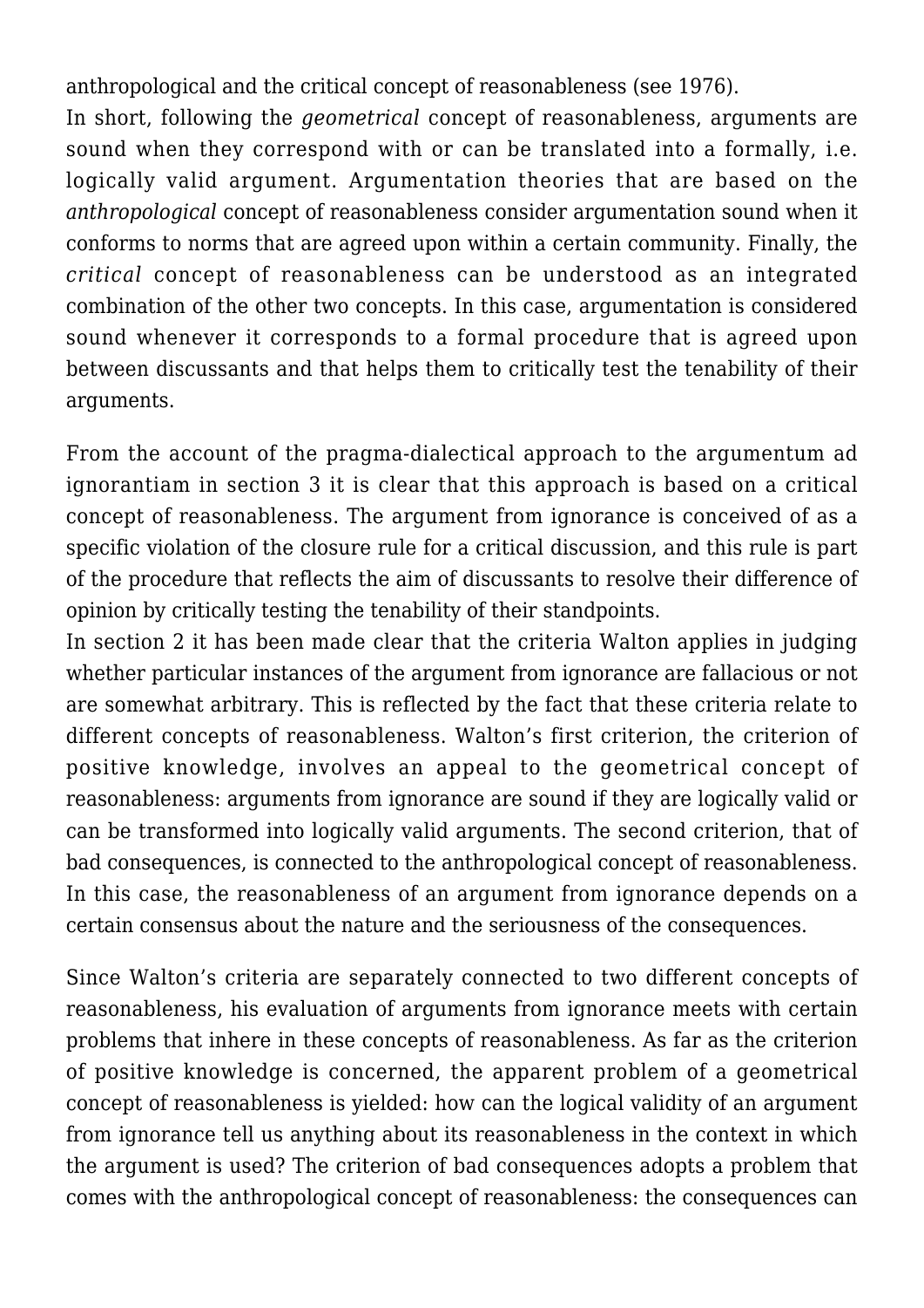anthropological and the critical concept of reasonableness (see 1976).

In short, following the *geometrical* concept of reasonableness, arguments are sound when they correspond with or can be translated into a formally, i.e. logically valid argument. Argumentation theories that are based on the *anthropological* concept of reasonableness consider argumentation sound when it conforms to norms that are agreed upon within a certain community. Finally, the *critical* concept of reasonableness can be understood as an integrated combination of the other two concepts. In this case, argumentation is considered sound whenever it corresponds to a formal procedure that is agreed upon between discussants and that helps them to critically test the tenability of their arguments.

From the account of the pragma-dialectical approach to the argumentum ad ignorantiam in section 3 it is clear that this approach is based on a critical concept of reasonableness. The argument from ignorance is conceived of as a specific violation of the closure rule for a critical discussion, and this rule is part of the procedure that reflects the aim of discussants to resolve their difference of opinion by critically testing the tenability of their standpoints.

In section 2 it has been made clear that the criteria Walton applies in judging whether particular instances of the argument from ignorance are fallacious or not are somewhat arbitrary. This is reflected by the fact that these criteria relate to different concepts of reasonableness. Walton's first criterion, the criterion of positive knowledge, involves an appeal to the geometrical concept of reasonableness: arguments from ignorance are sound if they are logically valid or can be transformed into logically valid arguments. The second criterion, that of bad consequences, is connected to the anthropological concept of reasonableness. In this case, the reasonableness of an argument from ignorance depends on a certain consensus about the nature and the seriousness of the consequences.

Since Walton's criteria are separately connected to two different concepts of reasonableness, his evaluation of arguments from ignorance meets with certain problems that inhere in these concepts of reasonableness. As far as the criterion of positive knowledge is concerned, the apparent problem of a geometrical concept of reasonableness is yielded: how can the logical validity of an argument from ignorance tell us anything about its reasonableness in the context in which the argument is used? The criterion of bad consequences adopts a problem that comes with the anthropological concept of reasonableness: the consequences can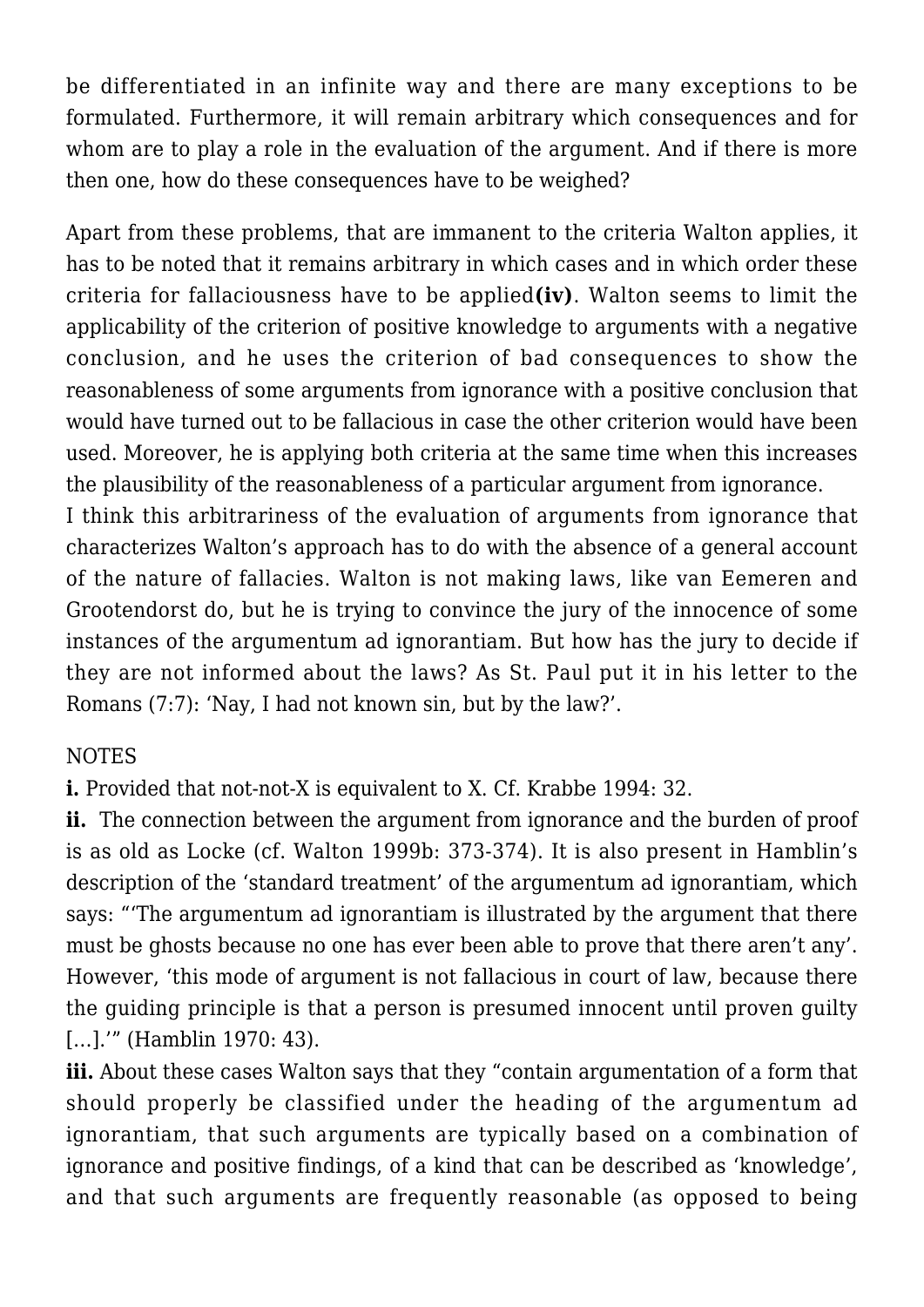be differentiated in an infinite way and there are many exceptions to be formulated. Furthermore, it will remain arbitrary which consequences and for whom are to play a role in the evaluation of the argument. And if there is more then one, how do these consequences have to be weighed?

Apart from these problems, that are immanent to the criteria Walton applies, it has to be noted that it remains arbitrary in which cases and in which order these criteria for fallaciousness have to be applied**(iv)**. Walton seems to limit the applicability of the criterion of positive knowledge to arguments with a negative conclusion, and he uses the criterion of bad consequences to show the reasonableness of some arguments from ignorance with a positive conclusion that would have turned out to be fallacious in case the other criterion would have been used. Moreover, he is applying both criteria at the same time when this increases the plausibility of the reasonableness of a particular argument from ignorance.

I think this arbitrariness of the evaluation of arguments from ignorance that characterizes Walton's approach has to do with the absence of a general account of the nature of fallacies. Walton is not making laws, like van Eemeren and Grootendorst do, but he is trying to convince the jury of the innocence of some instances of the argumentum ad ignorantiam. But how has the jury to decide if they are not informed about the laws? As St. Paul put it in his letter to the Romans (7:7): 'Nay, I had not known sin, but by the law?'.

NOTES

**i.** Provided that not-not-X is equivalent to X. Cf. Krabbe 1994: 32.

**ii.** The connection between the argument from ignorance and the burden of proof is as old as Locke (cf. Walton 1999b: 373-374). It is also present in Hamblin's description of the 'standard treatment' of the argumentum ad ignorantiam, which says: "'The argumentum ad ignorantiam is illustrated by the argument that there must be ghosts because no one has ever been able to prove that there aren't any'. However, 'this mode of argument is not fallacious in court of law, because there the guiding principle is that a person is presumed innocent until proven guilty [...].'" (Hamblin 1970: 43).

**iii.** About these cases Walton says that they "contain argumentation of a form that should properly be classified under the heading of the argumentum ad ignorantiam, that such arguments are typically based on a combination of ignorance and positive findings, of a kind that can be described as 'knowledge', and that such arguments are frequently reasonable (as opposed to being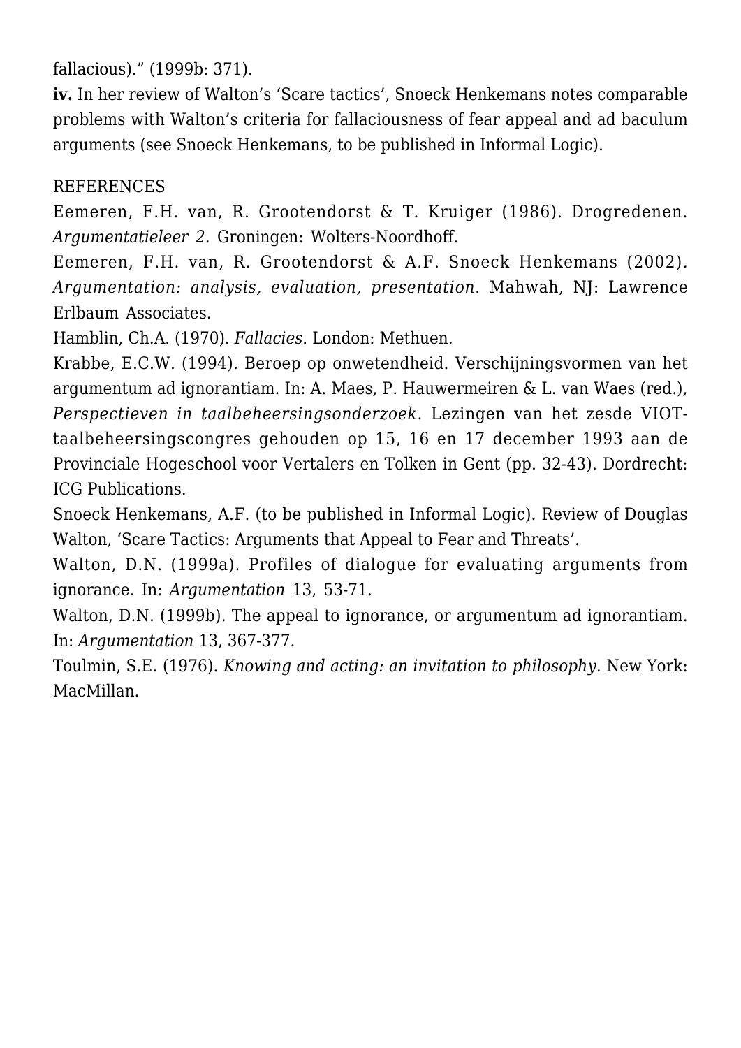fallacious).” (1999b: 371).

**iv.** In her review of Walton’s ‘Scare tactics’, Snoeck Henkemans notes comparable problems with Walton’s criteria for fallaciousness of fear appeal and ad baculum arguments (see Snoeck Henkemans, to be published in Informal Logic).

REFERENCES

Eemeren, F.H. van, R. Grootendorst & T. Kruiger (1986). Drogredenen. *Argumentatieleer 2.* Groningen: Wolters-Noordhoff.

Eemeren, F.H. van, R. Grootendorst & A.F. Snoeck Henkemans (2002). *Argumentation: analysis, evaluation, presentation*. Mahwah, NJ: Lawrence Erlbaum Associates.

Hamblin, Ch.A. (1970). *Fallacies*. London: Methuen.

Krabbe, E.C.W. (1994). Beroep op onwetendheid. Verschijningsvormen van het argumentum ad ignorantiam. In: A. Maes, P. Hauwermeiren & L. van Waes (red.), *Perspectieven in taalbeheersingsonderzoek*. Lezingen van het zesde VIOT-taalbeheersingscongres gehouden op 15, 16 en 17 december 1993 aan de Provinciale Hogeschool voor Vertalers en Tolken in Gent (pp. 32-43). Dordrecht: ICG Publications.

Snoeck Henkemans, A.F. (to be published in Informal Logic). Review of Douglas Walton, ‘Scare Tactics: Arguments that Appeal to Fear and Threats’.

Walton, D.N. (1999a). Profiles of dialogue for evaluating arguments from ignorance. In: *Argumentation* 13, 53-71.

Walton, D.N. (1999b). The appeal to ignorance, or argumentum ad ignorantiam. In: *Argumentation* 13, 367-377.

Toulmin, S.E. (1976). *Knowing and acting: an invitation to philosophy.* New York: MacMillan.